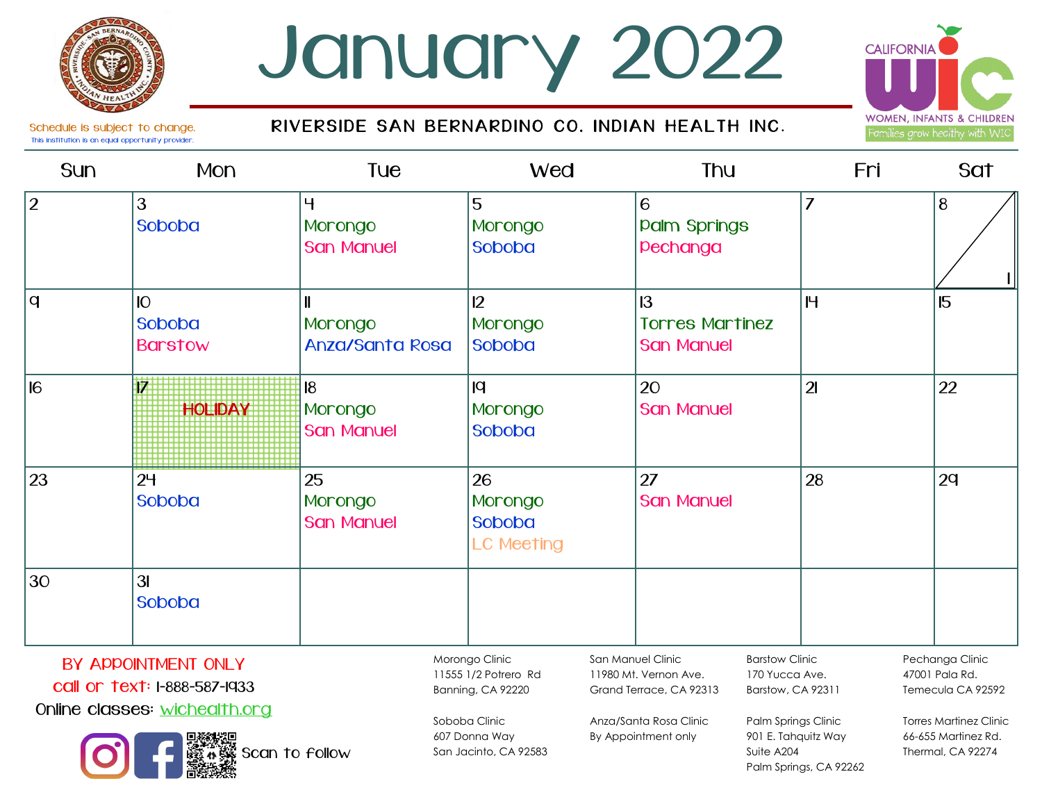# January 2022

**RIVERSIDE SAN BERNARDINO CO. INDIAN HEALTH INC.**

Schedule is subject to change.
This institution is an equal opportunity provider.

CALIFORNIA WIC — WOMEN, INFANTS & CHILDREN — Families grow healthy with WIC

| Sun | Mon | Tue | Wed | Thu | Fri | Sat |
|---|---|---|---|---|---|---|
| 2 | 3 Soboba | 4 Morongo San Manuel | 5 Morongo Soboba | 6 Palm Springs Pechanga | 7 | 8 1 |
| 9 | 10 Soboba Barstow | 11 Morongo Anza/Santa Rosa | 12 Morongo Soboba | 13 Torres Martinez San Manuel | 14 | 15 |
| 16 | 17 HOLIDAY | 18 Morongo San Manuel | 19 Morongo Soboba | 20 San Manuel | 21 | 22 |
| 23 | 24 Soboba | 25 Morongo San Manuel | 26 Morongo Soboba LC Meeting | 27 San Manuel | 28 | 29 |
| 30 | 31 Soboba | | | | | |

BY APPOINTMENT ONLY
call or text: 1-888-587-1933
Online classes: wichealth.org

Scan to follow

Morongo Clinic
11555 1/2 Potrero Rd
Banning, CA 92220

San Manuel Clinic
11980 Mt. Vernon Ave.
Grand Terrace, CA 92313

Barstow Clinic
170 Yucca Ave.
Barstow, CA 92311

Pechanga Clinic
47001 Pala Rd.
Temecula CA 92592

Soboba Clinic
607 Donna Way
San Jacinto, CA 92583

Anza/Santa Rosa Clinic
By Appointment only

Palm Springs Clinic
901 E. Tahquitz Way
Suite A204
Palm Springs, CA 92262

Torres Martinez Clinic
66-655 Martinez Rd.
Thermal, CA 92274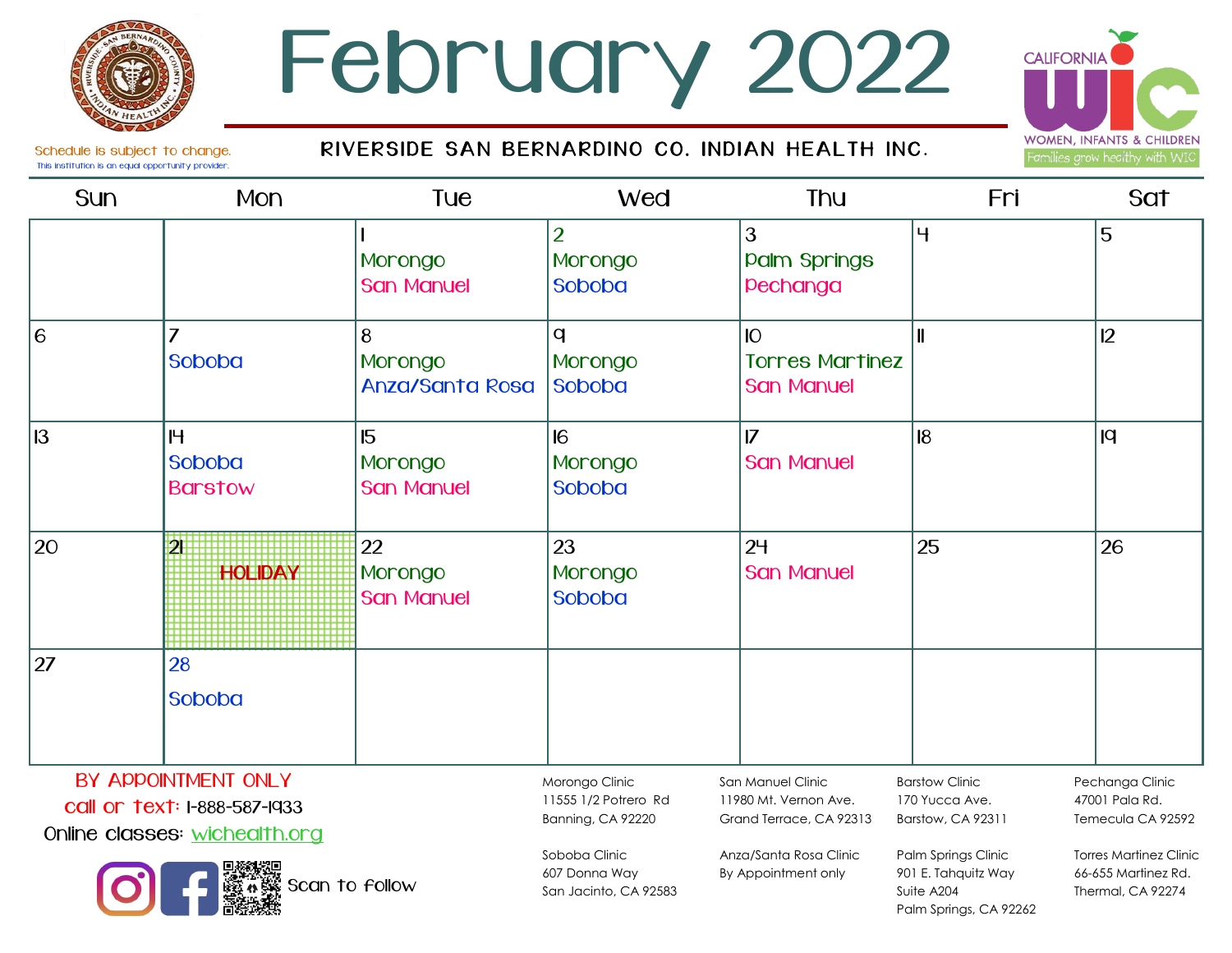# February 2022

Schedule is subject to change.
This institution is an equal opportunity provider.

**RIVERSIDE SAN BERNARDINO CO. INDIAN HEALTH INC.**

CALIFORNIA WIC — WOMEN, INFANTS & CHILDREN — Families grow healthy with WIC

| Sun | Mon | Tue | Wed | Thu | Fri | Sat |
|---|---|---|---|---|---|---|
| | | 1<br>Morongo<br>San Manuel | 2<br>Morongo<br>Soboba | 3<br>Palm Springs<br>Pechanga | 4 | 5 |
| 6 | 7<br>Soboba | 8<br>Morongo<br>Anza/Santa Rosa | 9<br>Morongo<br>Soboba | 10<br>Torres Martinez<br>San Manuel | 11 | 12 |
| 13 | 14<br>Soboba<br>Barstow | 15<br>Morongo<br>San Manuel | 16<br>Morongo<br>Soboba | 17<br>San Manuel | 18 | 19 |
| 20 | 21<br>HOLIDAY | 22<br>Morongo<br>San Manuel | 23<br>Morongo<br>Soboba | 24<br>San Manuel | 25 | 26 |
| 27 | 28<br>Soboba | | | | | |

BY APPOINTMENT ONLY
call or text: 1-888-587-1933
Online classes: wichealth.org

Scan to follow

Morongo Clinic
11555 1/2 Potrero Rd
Banning, CA 92220

San Manuel Clinic
11980 Mt. Vernon Ave.
Grand Terrace, CA 92313

Barstow Clinic
170 Yucca Ave.
Barstow, CA 92311

Pechanga Clinic
47001 Pala Rd.
Temecula CA 92592

Soboba Clinic
607 Donna Way
San Jacinto, CA 92583

Anza/Santa Rosa Clinic
By Appointment only

Palm Springs Clinic
901 E. Tahquitz Way
Suite A204
Palm Springs, CA 92262

Torres Martinez Clinic
66-655 Martinez Rd.
Thermal, CA 92274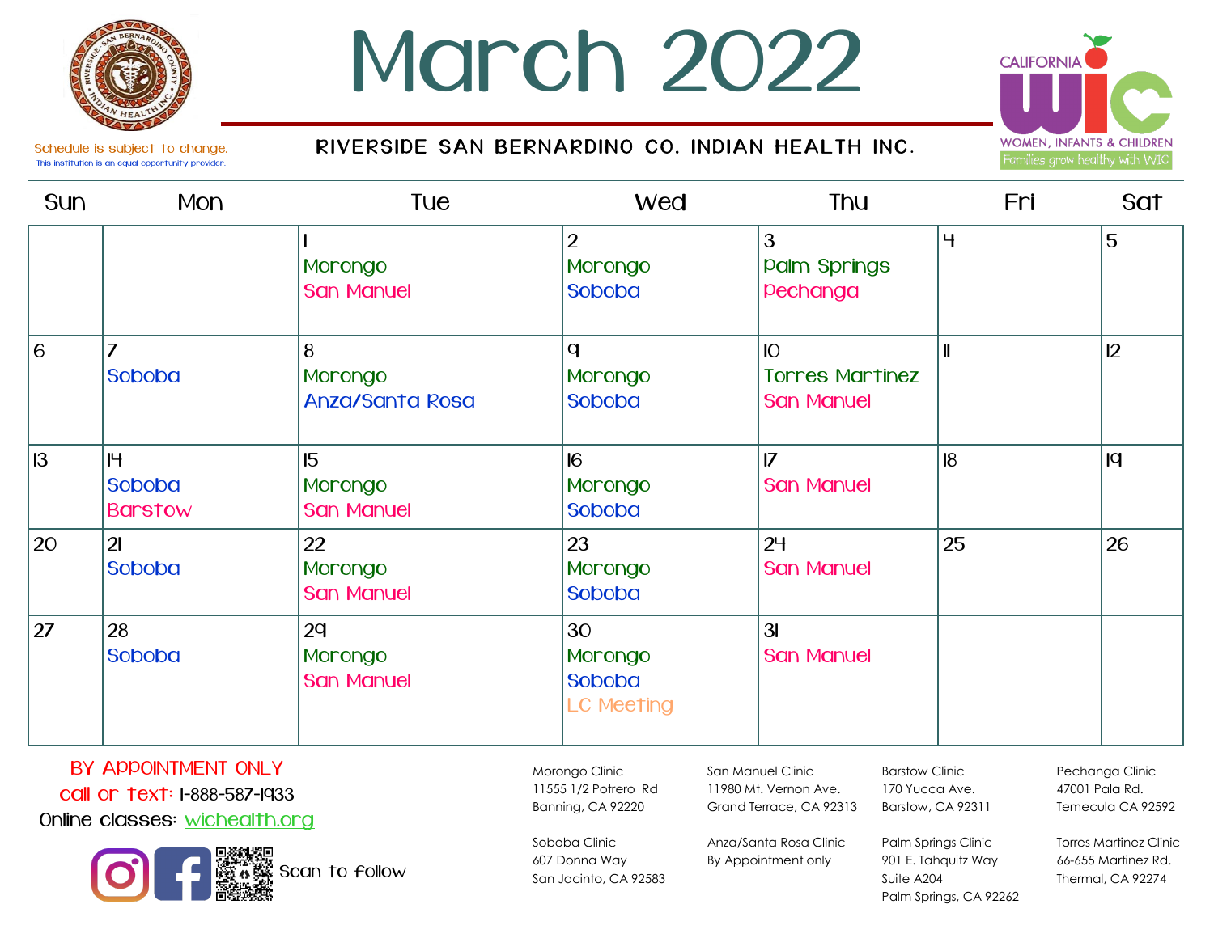# March 2022

Schedule is subject to change.

This institution is an equal opportunity provider.

RIVERSIDE SAN BERNARDINO CO. INDIAN HEALTH INC.

CALIFORNIA WIC — WOMEN, INFANTS & CHILDREN — Families grow healthy with WIC

| Sun | Mon | Tue | Wed | Thu | Fri | Sat |
|---|---|---|---|---|---|---|
| | | 1<br>Morongo<br>San Manuel | 2<br>Morongo<br>Soboba | 3<br>Palm Springs<br>Pechanga | 4 | 5 |
| 6 | 7<br>Soboba | 8<br>Morongo<br>Anza/Santa Rosa | 9<br>Morongo<br>Soboba | 10<br>Torres Martinez<br>San Manuel | 11 | 12 |
| 13 | 14<br>Soboba<br>Barstow | 15<br>Morongo<br>San Manuel | 16<br>Morongo<br>Soboba | 17<br>San Manuel | 18 | 19 |
| 20 | 21<br>Soboba | 22<br>Morongo<br>San Manuel | 23<br>Morongo<br>Soboba | 24<br>San Manuel | 25 | 26 |
| 27 | 28<br>Soboba | 29<br>Morongo<br>San Manuel | 30<br>Morongo<br>Soboba<br>LC Meeting | 31<br>San Manuel | | |

BY APPOINTMENT ONLY

call or text: 1-888-587-1933

Online classes: wichealth.org

Scan to follow

Morongo Clinic
11555 1/2 Potrero Rd
Banning, CA 92220

San Manuel Clinic
11980 Mt. Vernon Ave.
Grand Terrace, CA 92313

Barstow Clinic
170 Yucca Ave.
Barstow, CA 92311

Pechanga Clinic
47001 Pala Rd.
Temecula CA 92592

Soboba Clinic
607 Donna Way
San Jacinto, CA 92583

Anza/Santa Rosa Clinic
By Appointment only

Palm Springs Clinic
901 E. Tahquitz Way
Suite A204
Palm Springs, CA 92262

Torres Martinez Clinic
66-655 Martinez Rd.
Thermal, CA 92274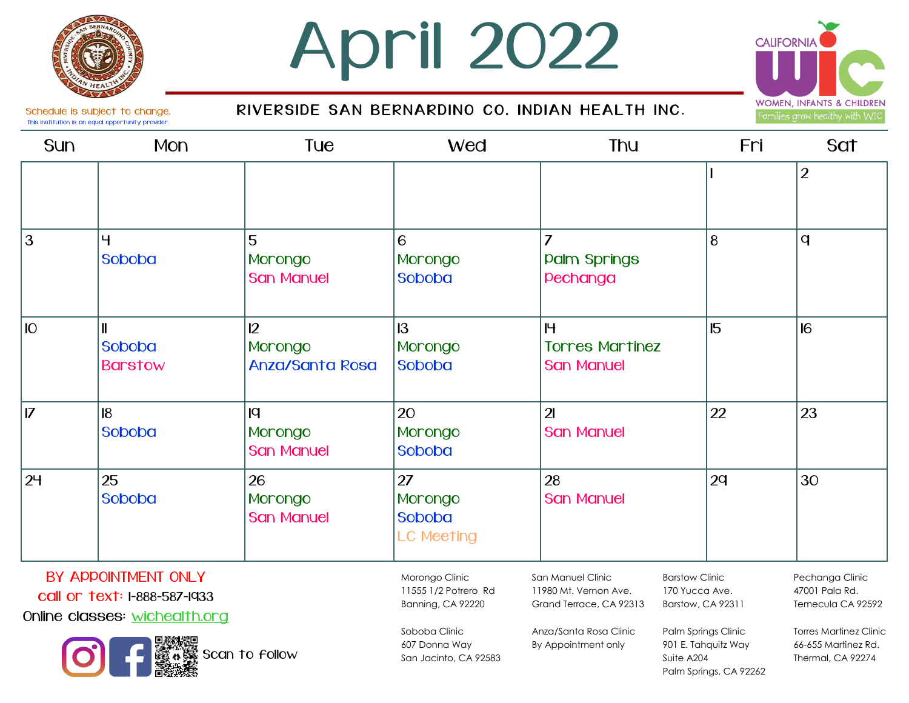# April 2022

Schedule is subject to change.
This institution is an equal opportunity provider.

**RIVERSIDE SAN BERNARDINO CO. INDIAN HEALTH INC.**

CALIFORNIA WIC
WOMEN, INFANTS & CHILDREN
Families grow healthy with WIC

| Sun | Mon | Tue | Wed | Thu | Fri | Sat |
|---|---|---|---|---|---|---|
| | | | | | 1 | 2 |
| 3 | 4<br>Soboba | 5<br>Morongo<br>San Manuel | 6<br>Morongo<br>Soboba | 7<br>Palm Springs<br>Pechanga | 8 | 9 |
| 10 | 11<br>Soboba<br>Barstow | 12<br>Morongo<br>Anza/Santa Rosa | 13<br>Morongo<br>Soboba | 14<br>Torres Martinez<br>San Manuel | 15 | 16 |
| 17 | 18<br>Soboba | 19<br>Morongo<br>San Manuel | 20<br>Morongo<br>Soboba | 21<br>San Manuel | 22 | 23 |
| 24 | 25<br>Soboba | 26<br>Morongo<br>San Manuel | 27<br>Morongo<br>Soboba<br>LC Meeting | 28<br>San Manuel | 29 | 30 |

BY APPOINTMENT ONLY
call or text: 1-888-587-1933
Online classes: wichealth.org

Scan to follow

Morongo Clinic
11555 1/2 Potrero Rd
Banning, CA 92220

San Manuel Clinic
11980 Mt. Vernon Ave.
Grand Terrace, CA 92313

Barstow Clinic
170 Yucca Ave.
Barstow, CA 92311

Pechanga Clinic
47001 Pala Rd.
Temecula CA 92592

Soboba Clinic
607 Donna Way
San Jacinto, CA 92583

Anza/Santa Rosa Clinic
By Appointment only

Palm Springs Clinic
901 E. Tahquitz Way
Suite A204
Palm Springs, CA 92262

Torres Martinez Clinic
66-655 Martinez Rd.
Thermal, CA 92274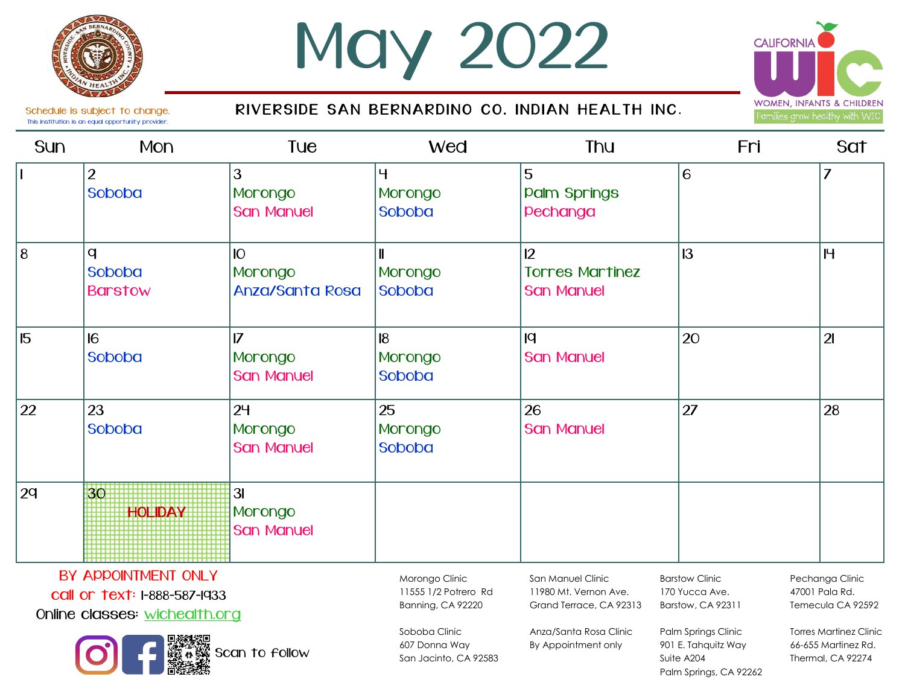# May 2022

Schedule is subject to change.
This institution is an equal opportunity provider.

RIVERSIDE SAN BERNARDINO CO. INDIAN HEALTH INC.

CALIFORNIA WIC
WOMEN, INFANTS & CHILDREN
Families grow healthy with WIC

| Sun | Mon | Tue | Wed | Thu | Fri | Sat |
|---|---|---|---|---|---|---|
| 1 | 2<br>Soboba | 3<br>Morongo<br>San Manuel | 4<br>Morongo<br>Soboba | 5<br>Palm Springs<br>Pechanga | 6 | 7 |
| 8 | 9<br>Soboba<br>Barstow | 10<br>Morongo<br>Anza/Santa Rosa | 11<br>Morongo<br>Soboba | 12<br>Torres Martinez<br>San Manuel | 13 | 14 |
| 15 | 16<br>Soboba | 17<br>Morongo<br>San Manuel | 18<br>Morongo<br>Soboba | 19<br>San Manuel | 20 | 21 |
| 22 | 23<br>Soboba | 24<br>Morongo<br>San Manuel | 25<br>Morongo<br>Soboba | 26<br>San Manuel | 27 | 28 |
| 29 | 30<br>HOLIDAY | 31<br>Morongo<br>San Manuel | | | | |

BY APPOINTMENT ONLY
call or text: 1-888-587-1933
Online classes: wichealth.org

Scan to follow

Morongo Clinic
11555 1/2 Potrero Rd
Banning, CA 92220

San Manuel Clinic
11980 Mt. Vernon Ave.
Grand Terrace, CA 92313

Barstow Clinic
170 Yucca Ave.
Barstow, CA 92311

Pechanga Clinic
47001 Pala Rd.
Temecula CA 92592

Soboba Clinic
607 Donna Way
San Jacinto, CA 92583

Anza/Santa Rosa Clinic
By Appointment only

Palm Springs Clinic
901 E. Tahquitz Way
Suite A204
Palm Springs, CA 92262

Torres Martinez Clinic
66-655 Martinez Rd.
Thermal, CA 92274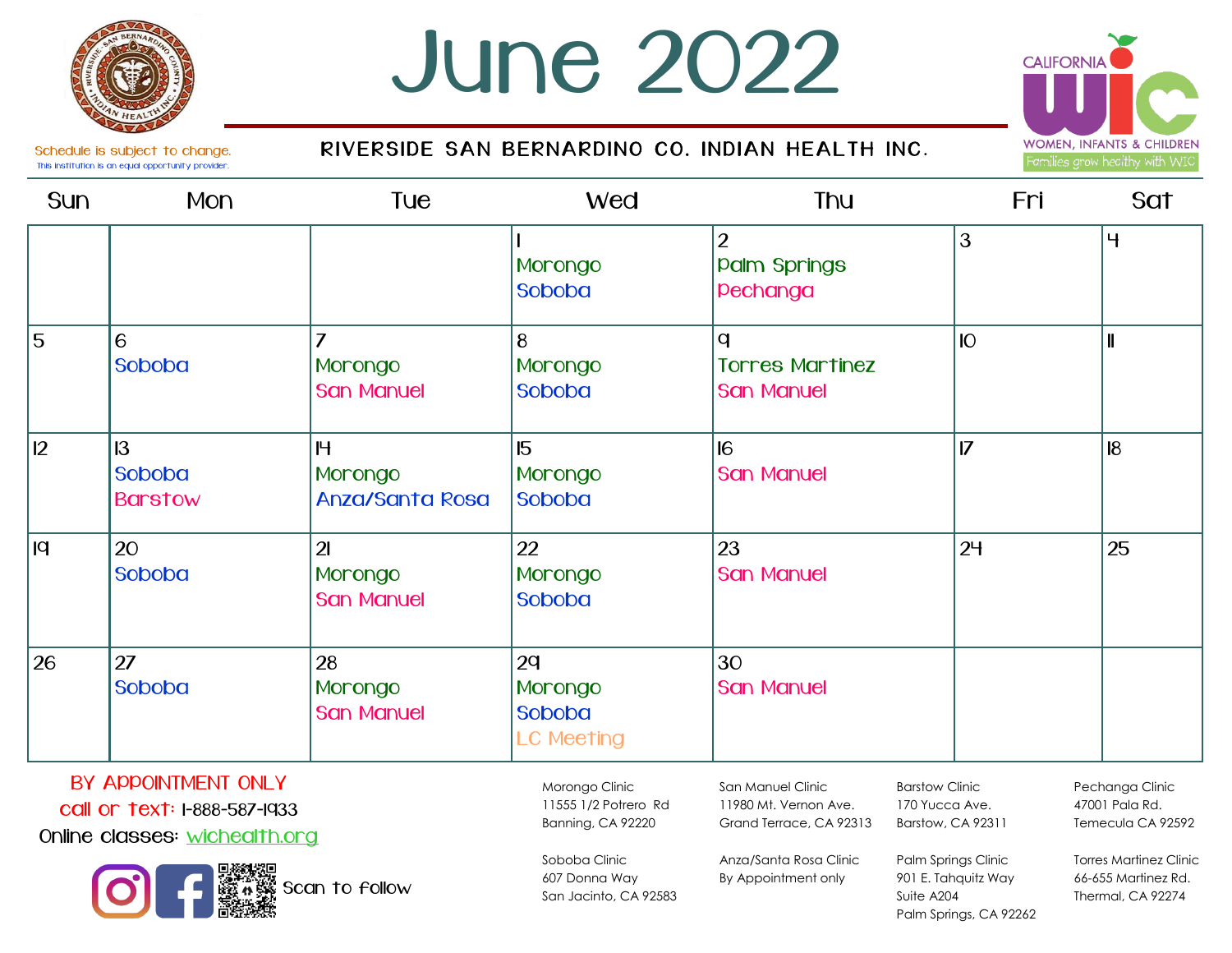# June 2022

Schedule is subject to change.
This institution is an equal opportunity provider.

RIVERSIDE SAN BERNARDINO CO. INDIAN HEALTH INC.

CALIFORNIA WIC
WOMEN, INFANTS & CHILDREN
Families grow healthy with WIC

| Sun | Mon | Tue | Wed | Thu | Fri | Sat |
|---|---|---|---|---|---|---|
| | | | 1<br>Morongo<br>Soboba | 2<br>Palm Springs<br>Pechanga | 3 | 4 |
| 5 | 6<br>Soboba | 7<br>Morongo<br>San Manuel | 8<br>Morongo<br>Soboba | 9<br>Torres Martinez<br>San Manuel | 10 | 11 |
| 12 | 13<br>Soboba<br>Barstow | 14<br>Morongo<br>Anza/Santa Rosa | 15<br>Morongo<br>Soboba | 16<br>San Manuel | 17 | 18 |
| 19 | 20<br>Soboba | 21<br>Morongo<br>San Manuel | 22<br>Morongo<br>Soboba | 23<br>San Manuel | 24 | 25 |
| 26 | 27<br>Soboba | 28<br>Morongo<br>San Manuel | 29<br>Morongo<br>Soboba<br>LC Meeting | 30<br>San Manuel | | |

BY APPOINTMENT ONLY
call or text: 1-888-587-1933
Online classes: wichealth.org

Scan to follow

Morongo Clinic
11555 1/2 Potrero Rd
Banning, CA 92220

San Manuel Clinic
11980 Mt. Vernon Ave.
Grand Terrace, CA 92313

Barstow Clinic
170 Yucca Ave.
Barstow, CA 92311

Pechanga Clinic
47001 Pala Rd.
Temecula CA 92592

Soboba Clinic
607 Donna Way
San Jacinto, CA 92583

Anza/Santa Rosa Clinic
By Appointment only

Palm Springs Clinic
901 E. Tahquitz Way
Suite A204
Palm Springs, CA 92262

Torres Martinez Clinic
66-655 Martinez Rd.
Thermal, CA 92274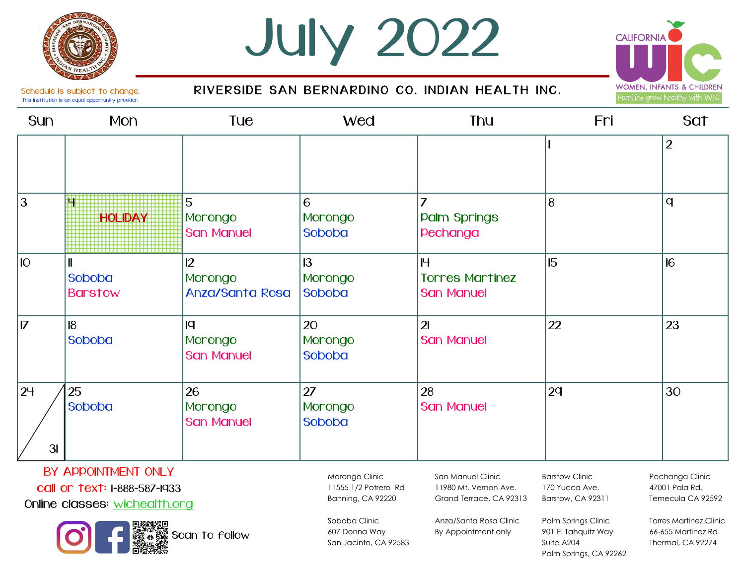# July 2022

Schedule is subject to change.
This institution is an equal opportunity provider.

RIVERSIDE SAN BERNARDINO CO. INDIAN HEALTH INC.

CALIFORNIA WIC
WOMEN, INFANTS & CHILDREN
Families grow healthy with WIC

| Sun | Mon | Tue | Wed | Thu | Fri | Sat |
|---|---|---|---|---|---|---|
| | | | | | 1 | 2 |
| 3 | 4 HOLIDAY | 5 Morongo San Manuel | 6 Morongo Soboba | 7 Palm Springs Pechanga | 8 | 9 |
| 10 | 11 Soboba Barstow | 12 Morongo Anza/Santa Rosa | 13 Morongo Soboba | 14 Torres Martinez San Manuel | 15 | 16 |
| 17 | 18 Soboba | 19 Morongo San Manuel | 20 Morongo Soboba | 21 San Manuel | 22 | 23 |
| 24 / 31 | 25 Soboba | 26 Morongo San Manuel | 27 Morongo Soboba | 28 San Manuel | 29 | 30 |

BY APPOINTMENT ONLY
call or text: 1-888-587-1933
Online classes: wichealth.org

Scan to follow

Morongo Clinic
11555 1/2 Potrero Rd
Banning, CA 92220

San Manuel Clinic
11980 Mt. Vernon Ave.
Grand Terrace, CA 92313

Barstow Clinic
170 Yucca Ave.
Barstow, CA 92311

Pechanga Clinic
47001 Pala Rd.
Temecula CA 92592

Soboba Clinic
607 Donna Way
San Jacinto, CA 92583

Anza/Santa Rosa Clinic
By Appointment only

Palm Springs Clinic
901 E. Tahquitz Way
Suite A204
Palm Springs, CA 92262

Torres Martinez Clinic
66-655 Martinez Rd.
Thermal, CA 92274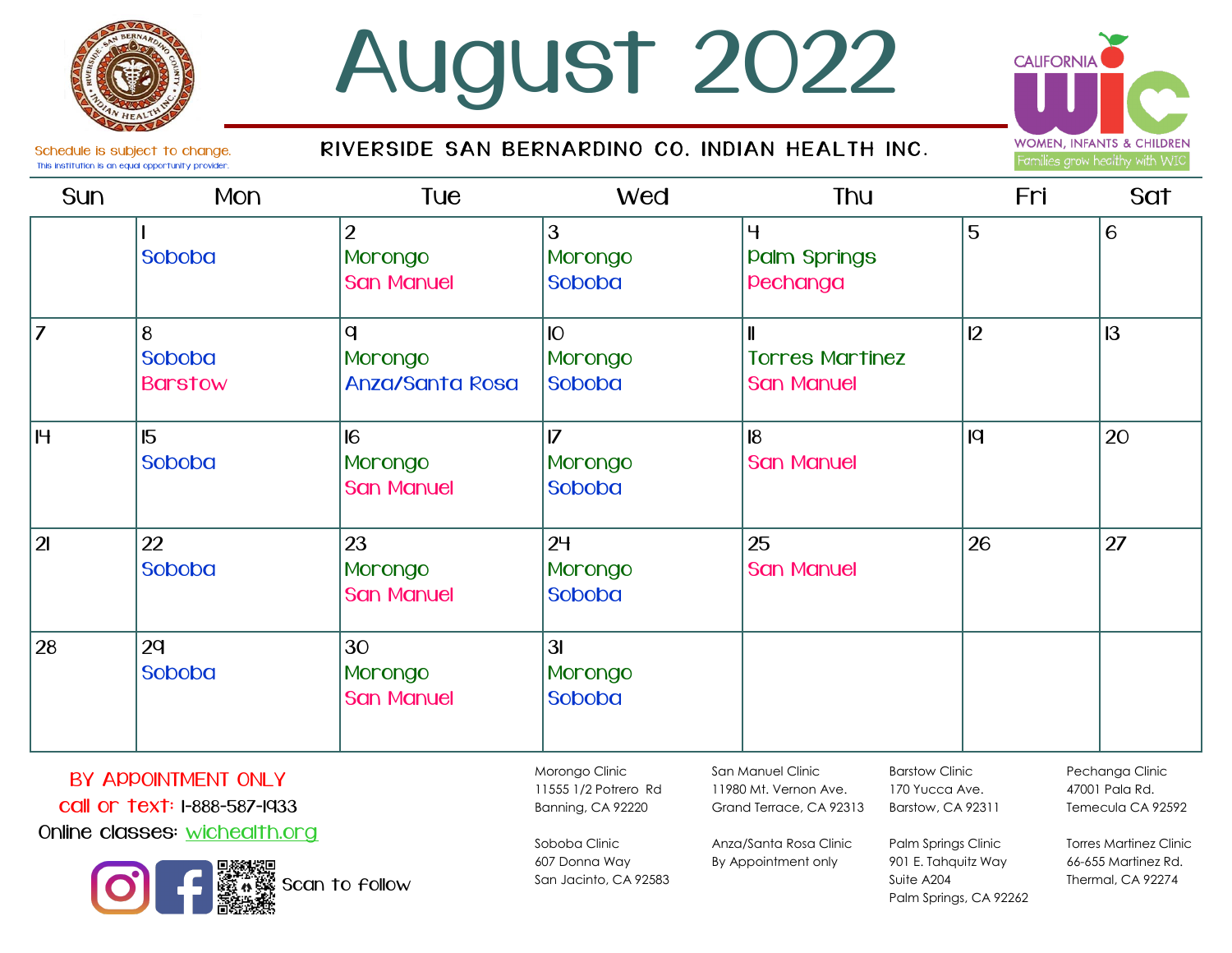# August 2022

Schedule is subject to change.
This institution is an equal opportunity provider.

RIVERSIDE SAN BERNARDINO CO. INDIAN HEALTH INC.

CALIFORNIA WIC
WOMEN, INFANTS & CHILDREN
Families grow healthy with WIC

| Sun | Mon | Tue | Wed | Thu | Fri | Sat |
|---|---|---|---|---|---|---|
| | 1<br>Soboba | 2<br>Morongo<br>San Manuel | 3<br>Morongo<br>Soboba | 4<br>Palm Springs<br>Pechanga | 5 | 6 |
| 7 | 8<br>Soboba<br>Barstow | 9<br>Morongo<br>Anza/Santa Rosa | 10<br>Morongo<br>Soboba | 11<br>Torres Martinez<br>San Manuel | 12 | 13 |
| 14 | 15<br>Soboba | 16<br>Morongo<br>San Manuel | 17<br>Morongo<br>Soboba | 18<br>San Manuel | 19 | 20 |
| 21 | 22<br>Soboba | 23<br>Morongo<br>San Manuel | 24<br>Morongo<br>Soboba | 25<br>San Manuel | 26 | 27 |
| 28 | 29<br>Soboba | 30<br>Morongo<br>San Manuel | 31<br>Morongo<br>Soboba | | | |

BY APPOINTMENT ONLY
call or text: 1-888-587-1933
Online classes: wichealth.org

Scan to follow

Morongo Clinic
11555 1/2 Potrero Rd
Banning, CA 92220

San Manuel Clinic
11980 Mt. Vernon Ave.
Grand Terrace, CA 92313

Barstow Clinic
170 Yucca Ave.
Barstow, CA 92311

Pechanga Clinic
47001 Pala Rd.
Temecula CA 92592

Soboba Clinic
607 Donna Way
San Jacinto, CA 92583

Anza/Santa Rosa Clinic
By Appointment only

Palm Springs Clinic
901 E. Tahquitz Way
Suite A204
Palm Springs, CA 92262

Torres Martinez Clinic
66-655 Martinez Rd.
Thermal, CA 92274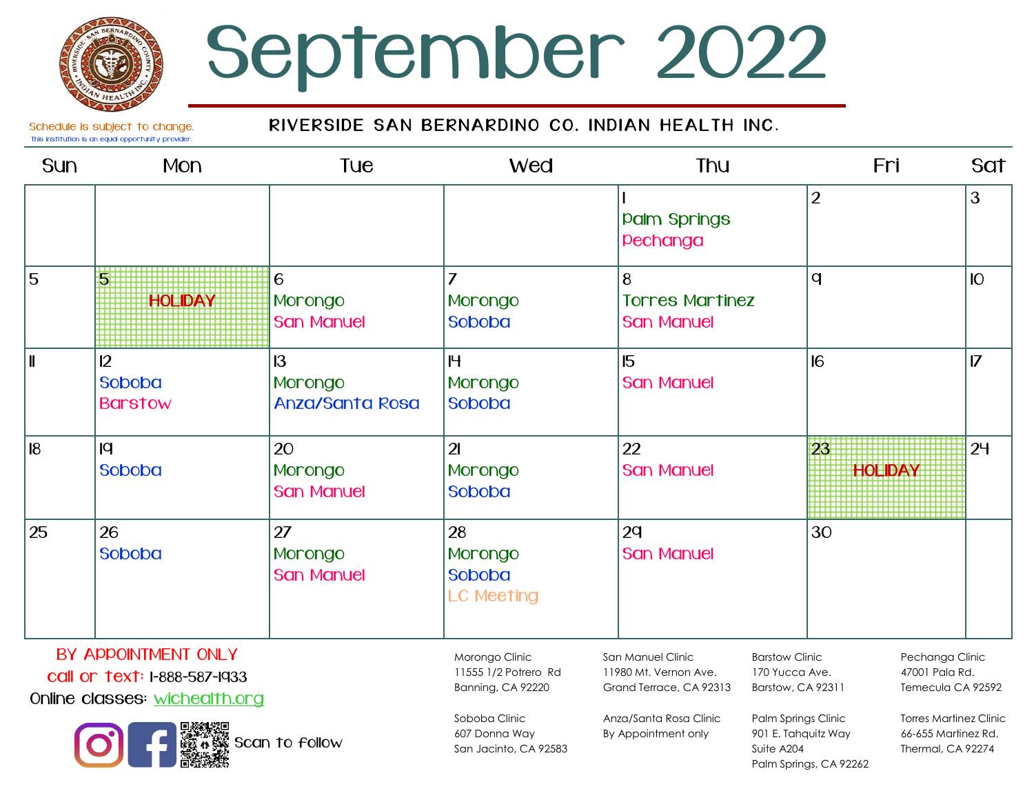# September 2022

Schedule is subject to change.
This institution is an equal opportunity provider.

RIVERSIDE SAN BERNARDINO CO. INDIAN HEALTH INC.

| Sun | Mon | Tue | Wed | Thu | Fri | Sat |
|---|---|---|---|---|---|---|
| | | | | 1 Palm Springs Pechanga | 2 | 3 |
| 5 | 5 HOLIDAY | 6 Morongo San Manuel | 7 Morongo Soboba | 8 Torres Martinez San Manuel | 9 | 10 |
| 11 | 12 Soboba Barstow | 13 Morongo Anza/Santa Rosa | 14 Morongo Soboba | 15 San Manuel | 16 | 17 |
| 18 | 19 Soboba | 20 Morongo San Manuel | 21 Morongo Soboba | 22 San Manuel | 23 HOLIDAY | 24 |
| 25 | 26 Soboba | 27 Morongo San Manuel | 28 Morongo Soboba LC Meeting | 29 San Manuel | 30 | |

BY APPOINTMENT ONLY
call or text: 1-888-587-1933
Online classes: wichealth.org

Scan to follow

Morongo Clinic
11555 1/2 Potrero Rd
Banning, CA 92220

San Manuel Clinic
11980 Mt. Vernon Ave.
Grand Terrace, CA 92313

Barstow Clinic
170 Yucca Ave.
Barstow, CA 92311

Pechanga Clinic
47001 Pala Rd.
Temecula CA 92592

Soboba Clinic
607 Donna Way
San Jacinto, CA 92583

Anza/Santa Rosa Clinic
By Appointment only

Palm Springs Clinic
901 E. Tahquitz Way
Suite A204
Palm Springs, CA 92262

Torres Martinez Clinic
66-655 Martinez Rd.
Thermal, CA 92274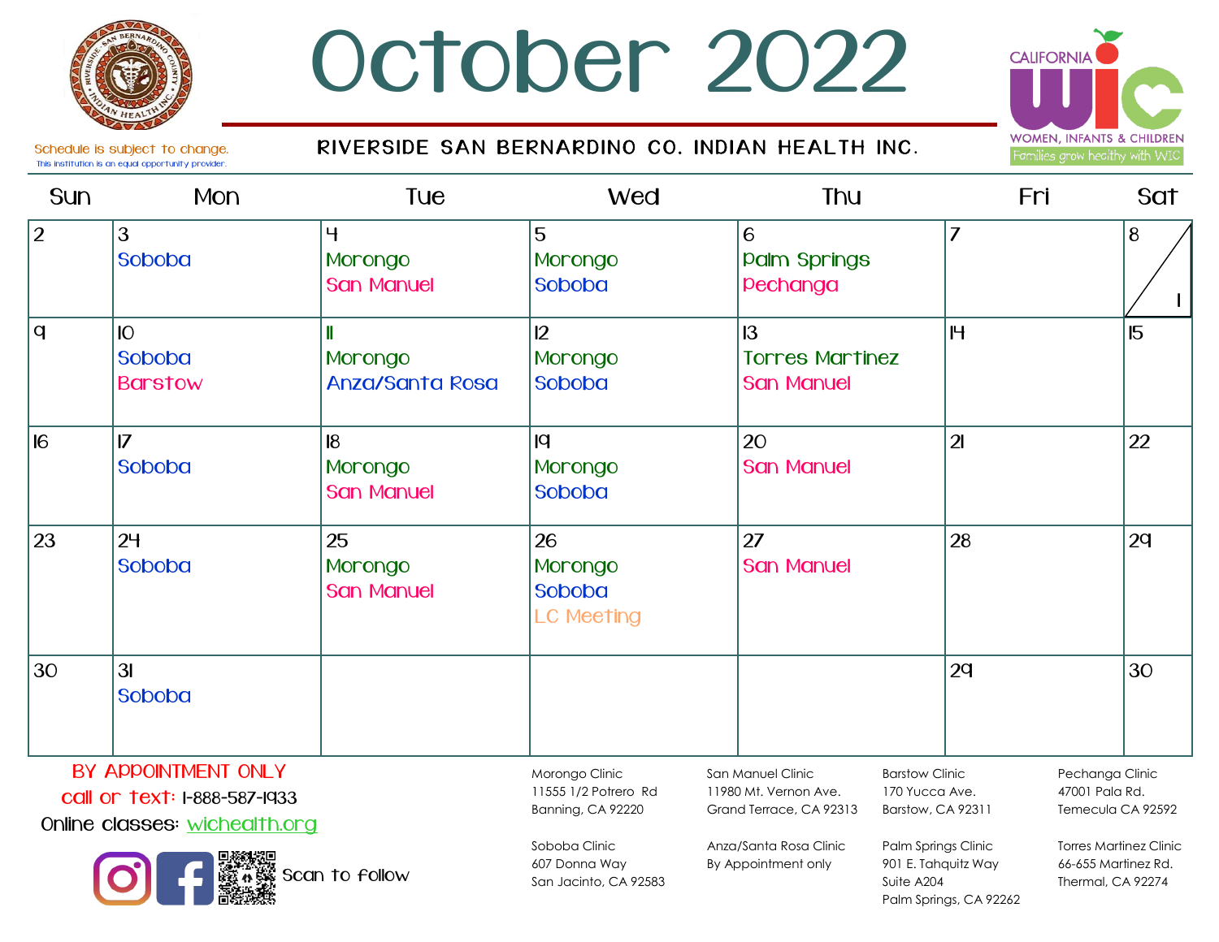# October 2022

Schedule is subject to change.
This institution is an equal opportunity provider.

**RIVERSIDE SAN BERNARDINO CO. INDIAN HEALTH INC.**

CALIFORNIA WIC — WOMEN, INFANTS & CHILDREN — Families grow healthy with WIC

| Sun | Mon | Tue | Wed | Thu | Fri | Sat |
|---|---|---|---|---|---|---|
| 2 | 3<br>Soboba | 4<br>Morongo<br>San Manuel | 5<br>Morongo<br>Soboba | 6<br>Palm Springs<br>Pechanga | 7 | 8 / 1 |
| 9 | 10<br>Soboba<br>Barstow | 11<br>Morongo<br>Anza/Santa Rosa | 12<br>Morongo<br>Soboba | 13<br>Torres Martinez<br>San Manuel | 14 | 15 |
| 16 | 17<br>Soboba | 18<br>Morongo<br>San Manuel | 19<br>Morongo<br>Soboba | 20<br>San Manuel | 21 | 22 |
| 23 | 24<br>Soboba | 25<br>Morongo<br>San Manuel | 26<br>Morongo<br>Soboba<br>LC Meeting | 27<br>San Manuel | 28 | 29 |
| 30 | 31<br>Soboba | | | | 29 | 30 |

BY APPOINTMENT ONLY
call or text: 1-888-587-1933
Online classes: wichealth.org

Scan to follow

Morongo Clinic
11555 1/2 Potrero Rd
Banning, CA 92220

San Manuel Clinic
11980 Mt. Vernon Ave.
Grand Terrace, CA 92313

Barstow Clinic
170 Yucca Ave.
Barstow, CA 92311

Pechanga Clinic
47001 Pala Rd.
Temecula CA 92592

Soboba Clinic
607 Donna Way
San Jacinto, CA 92583

Anza/Santa Rosa Clinic
By Appointment only

Palm Springs Clinic
901 E. Tahquitz Way
Suite A204
Palm Springs, CA 92262

Torres Martinez Clinic
66-655 Martinez Rd.
Thermal, CA 92274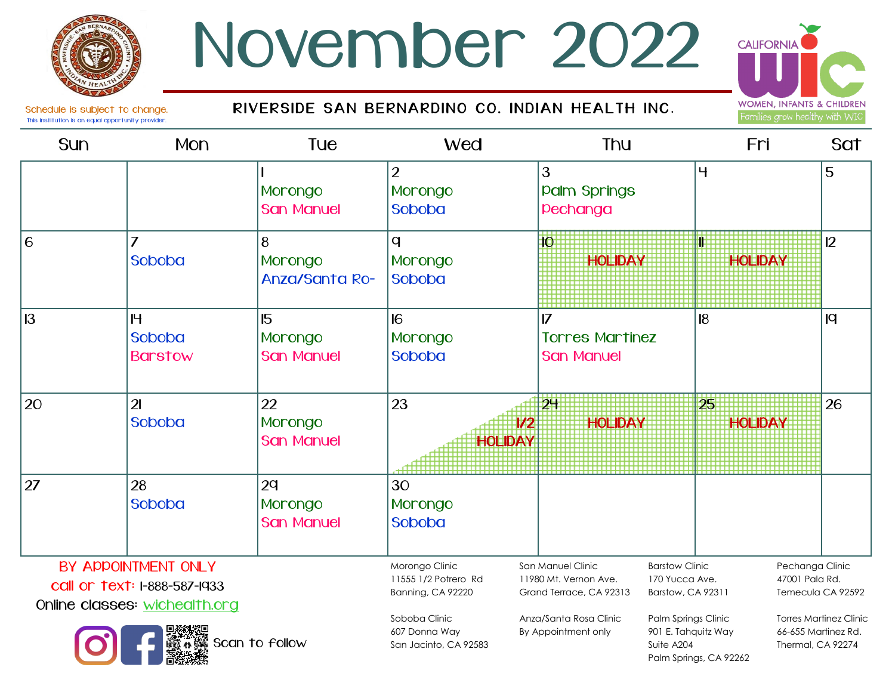# November 2022

RIVERSIDE SAN BERNARDINO CO. INDIAN HEALTH INC.

Schedule is subject to change.
This institution is an equal opportunity provider.

CALIFORNIA WIC — WOMEN, INFANTS & CHILDREN — Families grow healthy with WIC

| Sun | Mon | Tue | Wed | Thu | Fri | Sat |
|---|---|---|---|---|---|---|
| | | 1 Morongo San Manuel | 2 Morongo Soboba | 3 Palm Springs Pechanga | 4 | 5 |
| 6 | 7 Soboba | 8 Morongo Anza/Santa Ro- | 9 Morongo Soboba | 10 HOLIDAY | 11 HOLIDAY | 12 |
| 13 | 14 Soboba Barstow | 15 Morongo San Manuel | 16 Morongo Soboba | 17 Torres Martinez San Manuel | 18 | 19 |
| 20 | 21 Soboba | 22 Morongo San Manuel | 23 1/2 HOLIDAY | 24 HOLIDAY | 25 HOLIDAY | 26 |
| 27 | 28 Soboba | 29 Morongo San Manuel | 30 Morongo Soboba | | | |

**BY APPOINTMENT ONLY**

call or text: 1-888-587-1933

Online classes: wichealth.org

Scan to follow

Morongo Clinic
11555 1/2 Potrero Rd
Banning, CA 92220

San Manuel Clinic
11980 Mt. Vernon Ave.
Grand Terrace, CA 92313

Barstow Clinic
170 Yucca Ave.
Barstow, CA 92311

Pechanga Clinic
47001 Pala Rd.
Temecula CA 92592

Soboba Clinic
607 Donna Way
San Jacinto, CA 92583

Anza/Santa Rosa Clinic
By Appointment only

Palm Springs Clinic
901 E. Tahquitz Way
Suite A204
Palm Springs, CA 92262

Torres Martinez Clinic
66-655 Martinez Rd.
Thermal, CA 92274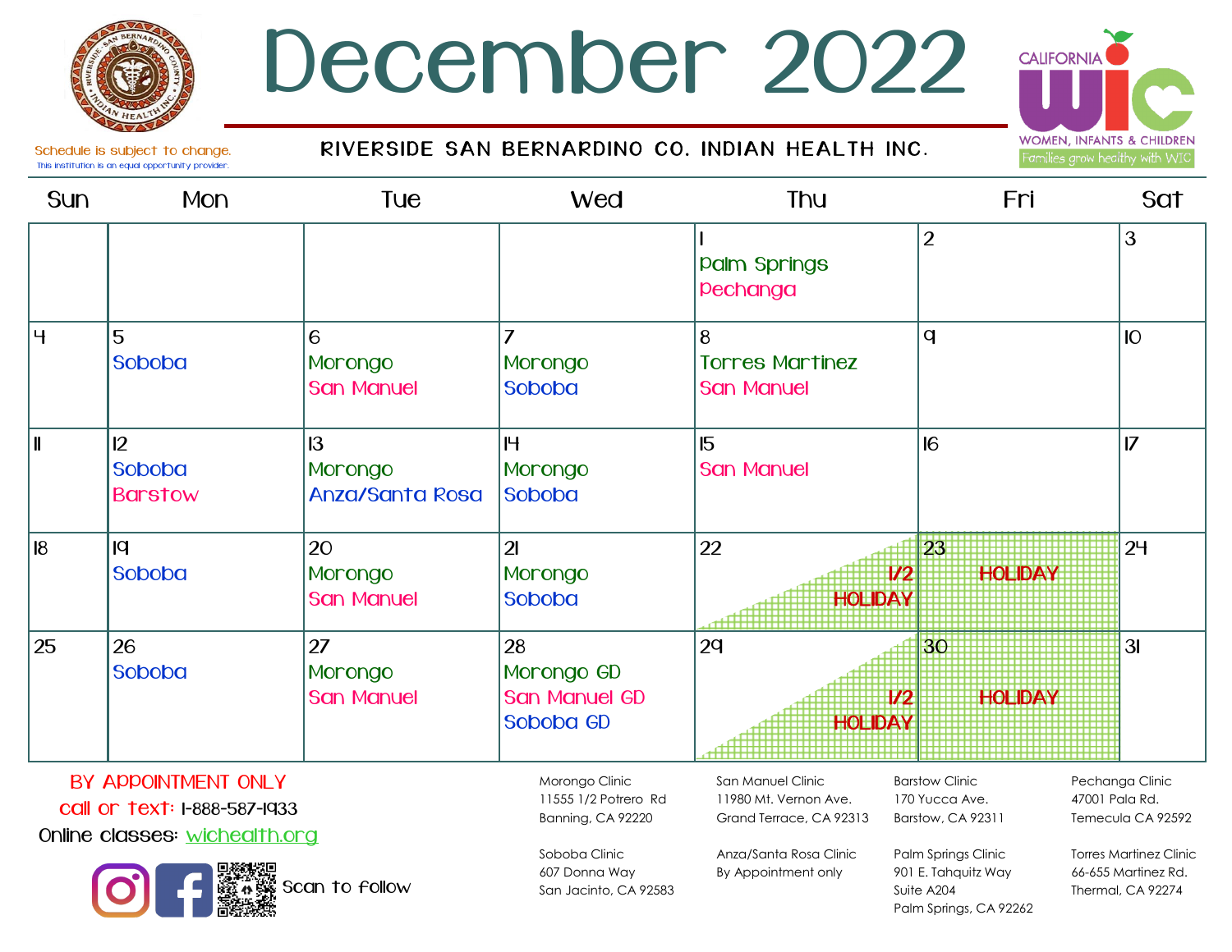# December 2022

Schedule is subject to change.
This institution is an equal opportunity provider.

RIVERSIDE SAN BERNARDINO CO. INDIAN HEALTH INC.

CALIFORNIA WIC
WOMEN, INFANTS & CHILDREN
Families grow healthy with WIC

| Sun | Mon | Tue | Wed | Thu | Fri | Sat |
|---|---|---|---|---|---|---|
| | | | | 1<br>Palm Springs<br>Pechanga | 2 | 3 |
| 4 | 5<br>Soboba | 6<br>Morongo<br>San Manuel | 7<br>Morongo<br>Soboba | 8<br>Torres Martinez<br>San Manuel | 9 | 10 |
| 11 | 12<br>Soboba<br>Barstow | 13<br>Morongo<br>Anza/Santa Rosa | 14<br>Morongo<br>Soboba | 15<br>San Manuel | 16 | 17 |
| 18 | 19<br>Soboba | 20<br>Morongo<br>San Manuel | 21<br>Morongo<br>Soboba | 22<br>1/2 HOLIDAY | 23<br>HOLIDAY | 24 |
| 25 | 26<br>Soboba | 27<br>Morongo<br>San Manuel | 28<br>Morongo GD<br>San Manuel GD<br>Soboba GD | 29<br>1/2 HOLIDAY | 30<br>HOLIDAY | 31 |

BY APPOINTMENT ONLY
call or text: 1-888-587-1933
Online classes: wichealth.org

Scan to follow

Morongo Clinic
11555 1/2 Potrero Rd
Banning, CA 92220

San Manuel Clinic
11980 Mt. Vernon Ave.
Grand Terrace, CA 92313

Barstow Clinic
170 Yucca Ave.
Barstow, CA 92311

Pechanga Clinic
47001 Pala Rd.
Temecula CA 92592

Soboba Clinic
607 Donna Way
San Jacinto, CA 92583

Anza/Santa Rosa Clinic
By Appointment only

Palm Springs Clinic
901 E. Tahquitz Way
Suite A204
Palm Springs, CA 92262

Torres Martinez Clinic
66-655 Martinez Rd.
Thermal, CA 92274